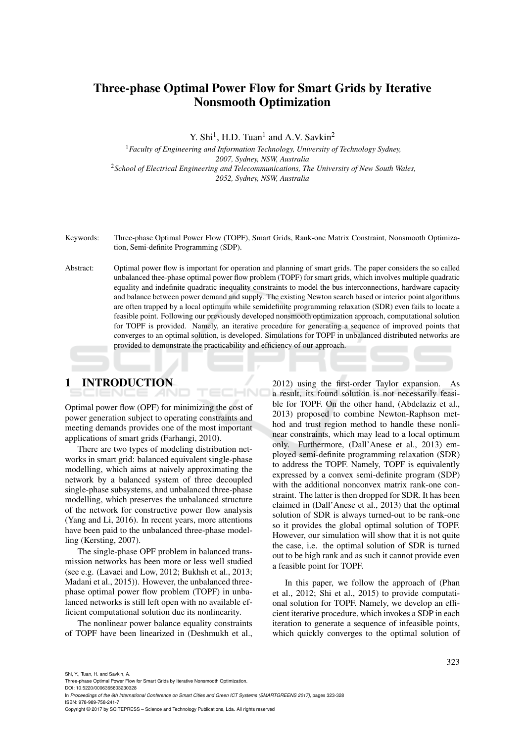# Three-phase Optimal Power Flow for Smart Grids by Iterative Nonsmooth Optimization

Y. Shi[1], H.D. Tuan[1] and A.V. Savkin[2]

[1]*Faculty of Engineering and Information Technology, University of Technology Sydney, 2007, Sydney, NSW, Australia*

[2]*School of Electrical Engineering and Telecommunications, The University of New South Wales, 2052, Sydney, NSW, Australia*

Keywords: Three-phase Optimal Power Flow (TOPF), Smart Grids, Rank-one Matrix Constraint, Nonsmooth Optimization, Semi-definite Programming (SDP).

Abstract: Optimal power flow is important for operation and planning of smart grids. The paper considers the so called unbalanced thee-phase optimal power flow problem (TOPF) for smart grids, which involves multiple quadratic equality and indefinite quadratic inequality constraints to model the bus interconnections, hardware capacity and balance between power demand and supply. The existing Newton search based or interior point algorithms are often trapped by a local optimum while semidefinite programming relaxation (SDR) even fails to locate a feasible point. Following our previously developed nonsmooth optimization approach, computational solution for TOPF is provided. Namely, an iterative procedure for generating a sequence of improved points that converges to an optimal solution, is developed. Simulations for TOPF in unbalanced distributed networks are provided to demonstrate the practicability and efficiency of our approach.

## 1 INTRODUCTION

Optimal power flow (OPF) for minimizing the cost of power generation subject to operating constraints and meeting demands provides one of the most important applications of smart grids (Farhangi, 2010).

There are two types of modeling distribution networks in smart grid: balanced equivalent single-phase modelling, which aims at naively approximating the network by a balanced system of three decoupled single-phase subsystems, and unbalanced three-phase modelling, which preserves the unbalanced structure of the network for constructive power flow analysis (Yang and Li, 2016). In recent years, more attentions have been paid to the unbalanced three-phase modelling (Kersting, 2007).

The single-phase OPF problem in balanced transmission networks has been more or less well studied (see e.g. (Lavaei and Low, 2012; Bukhsh et al., 2013; Madani et al., 2015)). However, the unbalanced three-phase optimal power flow problem (TOPF) in unbalanced networks is still left open with no available efficient computational solution due its nonlinearity.

The nonlinear power balance equality constraints of TOPF have been linearized in (Deshmukh et al., 2012) using the first-order Taylor expansion. As a result, its found solution is not necessarily feasible for TOPF. On the other hand, (Abdelaziz et al., 2013) proposed to combine Newton-Raphson method and trust region method to handle these nonlinear constraints, which may lead to a local optimum only. Furthermore, (Dall'Anese et al., 2013) employed semi-definite programming relaxation (SDR) to address the TOPF. Namely, TOPF is equivalently expressed by a convex semi-definite program (SDP) with the additional nonconvex matrix rank-one constraint. The latter is then dropped for SDR. It has been claimed in (Dall'Anese et al., 2013) that the optimal solution of SDR is always turned-out to be rank-one so it provides the global optimal solution of TOPF. However, our simulation will show that it is not quite the case, i.e. the optimal solution of SDR is turned out to be high rank and as such it cannot provide even a feasible point for TOPF.

In this paper, we follow the approach of (Phan et al., 2012; Shi et al., 2015) to provide computational solution for TOPF. Namely, we develop an efficient iterative procedure, which invokes a SDP in each iteration to generate a sequence of infeasible points, which quickly converges to the optimal solution of

Shi, Y., Tuan, H. and Savkin, A.
Three-phase Optimal Power Flow for Smart Grids by Iterative Nonsmooth Optimization.
DOI: 10.5220/0006365803230328
In *Proceedings of the 6th International Conference on Smart Cities and Green ICT Systems (SMARTGREENS 2017)*, pages 323-328
ISBN: 978-989-758-241-7
Copyright © 2017 by SCITEPRESS – Science and Technology Publications, Lda. All rights reserved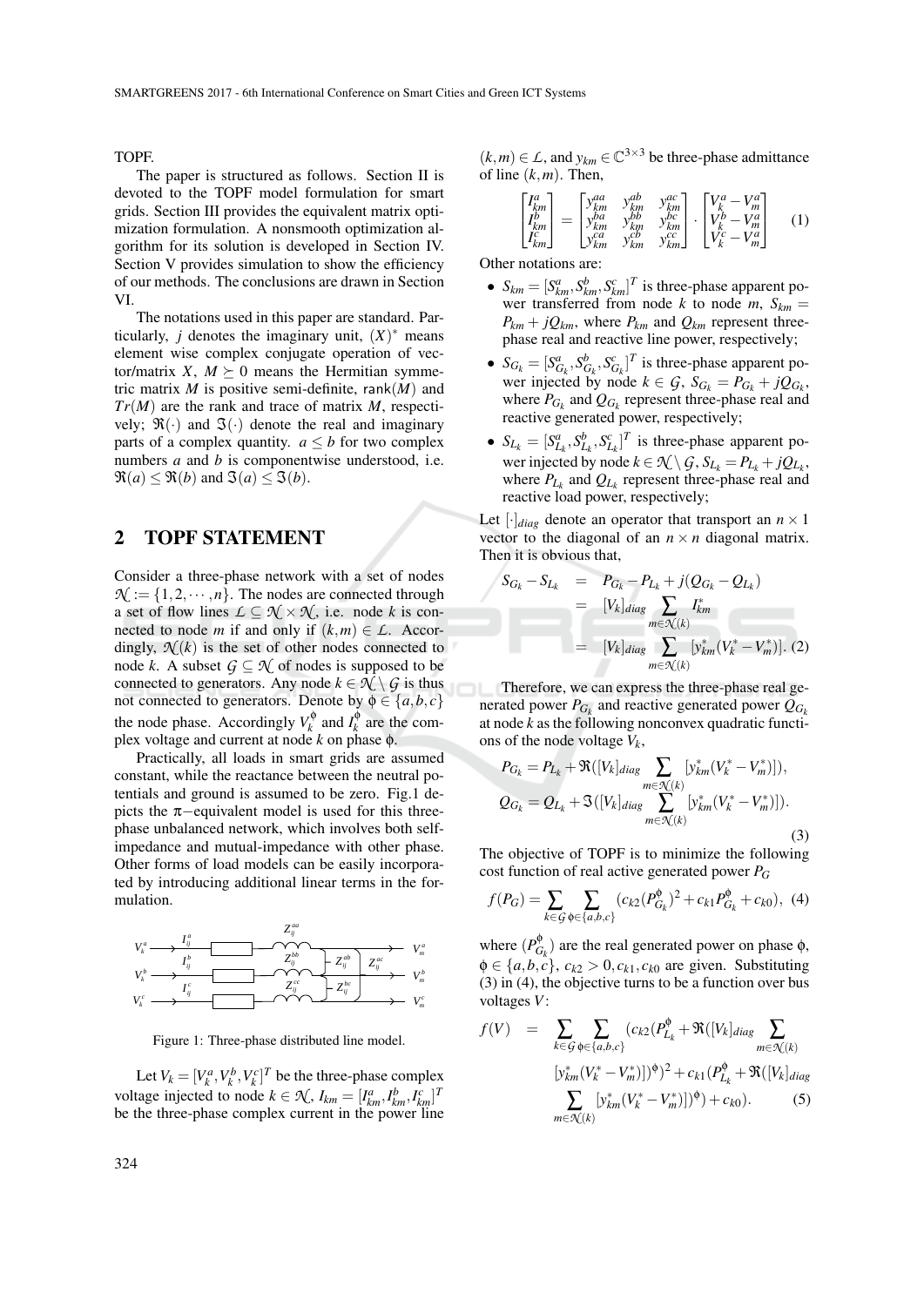TOPF.

The paper is structured as follows. Section II is devoted to the TOPF model formulation for smart grids. Section III provides the equivalent matrix optimization formulation. A nonsmooth optimization algorithm for its solution is developed in Section IV. Section V provides simulation to show the efficiency of our methods. The conclusions are drawn in Section VI.

The notations used in this paper are standard. Particularly, $j$ denotes the imaginary unit, $(X)^*$ means element wise complex conjugate operation of vector/matrix $X$, $M \succeq 0$ means the Hermitian symmetric matrix $M$ is positive semi-definite, $\text{rank}(M)$ and $Tr(M)$ are the rank and trace of matrix $M$, respectively; $\Re(\cdot)$ and $\Im(\cdot)$ denote the real and imaginary parts of a complex quantity. $a \leq b$ for two complex numbers $a$ and $b$ is componentwise understood, i.e. $\Re(a) \leq \Re(b)$ and $\Im(a) \leq \Im(b)$.

## 2 TOPF STATEMENT

Consider a three-phase network with a set of nodes $\mathcal{N} := \{1, 2, \cdots, n\}$. The nodes are connected through a set of flow lines $\mathcal{L} \subseteq \mathcal{N} \times \mathcal{N}$, i.e. node $k$ is connected to node $m$ if and only if $(k,m) \in \mathcal{L}$. Accordingly, $\mathcal{N}(k)$ is the set of other nodes connected to node $k$. A subset $\mathcal{G} \subseteq \mathcal{N}$ of nodes is supposed to be connected to generators. Any node $k \in \mathcal{N} \setminus \mathcal{G}$ is thus not connected to generators. Denote by $\phi \in \{a,b,c\}$ the node phase. Accordingly $V_k^\phi$ and $I_k^\phi$ are the complex voltage and current at node $k$ on phase $\phi$.

Practically, all loads in smart grids are assumed constant, while the reactance between the neutral potentials and ground is assumed to be zero. Fig.1 depicts the $\pi-$equivalent model is used for this three-phase unbalanced network, which involves both self-impedance and mutual-impedance with other phase. Other forms of load models can be easily incorporated by introducing additional linear terms in the formulation.

Figure 1: Three-phase distributed line model.

Let $V_k = [V_k^a, V_k^b, V_k^c]^T$ be the three-phase complex voltage injected to node $k \in \mathcal{N}$, $I_{km} = [I_{km}^a, I_{km}^b, I_{km}^c]^T$ be the three-phase complex current in the power line $(k,m) \in \mathcal{L}$, and $y_{km} \in \mathbb{C}^{3\times 3}$ be three-phase admittance of line $(k,m)$. Then,

$$\begin{bmatrix} I_{km}^a \\ I_{km}^b \\ I_{km}^c \end{bmatrix} = \begin{bmatrix} y_{km}^{aa} & y_{km}^{ab} & y_{km}^{ac} \\ y_{km}^{ba} & y_{km}^{bb} & y_{km}^{bc} \\ y_{km}^{ca} & y_{km}^{cb} & y_{km}^{cc} \end{bmatrix} \cdot \begin{bmatrix} V_k^a - V_m^a \\ V_k^b - V_m^a \\ V_k^c - V_m^a \end{bmatrix} \quad (1)$$

Other notations are:

- $S_{km} = [S_{km}^a, S_{km}^b, S_{km}^c]^T$ is three-phase apparent power transferred from node $k$ to node $m$, $S_{km} = P_{km} + jQ_{km}$, where $P_{km}$ and $Q_{km}$ represent three-phase real and reactive line power, respectively;
- $S_{G_k} = [S_{G_k}^a, S_{G_k}^b, S_{G_k}^c]^T$ is three-phase apparent power injected by node $k \in \mathcal{G}$, $S_{G_k} = P_{G_k} + jQ_{G_k}$, where $P_{G_k}$ and $Q_{G_k}$ represent three-phase real and reactive generated power, respectively;
- $S_{L_k} = [S_{L_k}^a, S_{L_k}^b, S_{L_k}^c]^T$ is three-phase apparent power injected by node $k \in \mathcal{N} \setminus \mathcal{G}$, $S_{L_k} = P_{L_k} + jQ_{L_k}$, where $P_{L_k}$ and $Q_{L_k}$ represent three-phase real and reactive load power, respectively;

Let $[\cdot]_{diag}$ denote an operator that transport an $n \times 1$ vector to the diagonal of an $n \times n$ diagonal matrix. Then it is obvious that,

$$\begin{aligned} S_{G_k} - S_{L_k} &= P_{G_k} - P_{L_k} + j(Q_{G_k} - Q_{L_k}) \\ &= [V_k]_{diag} \sum_{m \in \mathcal{N}(k)} I_{km}^* \\ &= [V_k]_{diag} \sum_{m \in \mathcal{N}(k)} [y_{km}^*(V_k^* - V_m^*)]. \end{aligned} \quad (2)$$

Therefore, we can express the three-phase real generated power $P_{G_k}$ and reactive generated power $Q_{G_k}$ at node $k$ as the following nonconvex quadratic functions of the node voltage $V_k$,

$$\begin{aligned} P_{G_k} &= P_{L_k} + \Re([V_k]_{diag} \sum_{m \in \mathcal{N}(k)} [y_{km}^*(V_k^* - V_m^*)]), \\ Q_{G_k} &= Q_{L_k} + \Im([V_k]_{diag} \sum_{m \in \mathcal{N}(k)} [y_{km}^*(V_k^* - V_m^*)]). \end{aligned} \quad (3)$$

The objective of TOPF is to minimize the following cost function of real active generated power $P_G$

$$f(P_G) = \sum_{k \in \mathcal{G}} \sum_{\phi \in \{a,b,c\}} (c_{k2}(P_{G_k}^\phi)^2 + c_{k1} P_{G_k}^\phi + c_{k0}), \quad (4)$$

where $(P_{G_k}^\phi)$ are the real generated power on phase $\phi$, $\phi \in \{a,b,c\}$, $c_{k2} > 0, c_{k1}, c_{k0}$ are given. Substituting (3) in (4), the objective turns to be a function over bus voltages $V$:

$$\begin{aligned} f(V) = \sum_{k \in \mathcal{G}} \sum_{\phi \in \{a,b,c\}} & (c_{k2}(P_{L_k}^\phi + \Re([V_k]_{diag} \sum_{m \in \mathcal{N}(k)} \\ & [y_{km}^*(V_k^* - V_m^*)])^\phi)^2 + c_{k1}(P_{L_k}^\phi + \Re([V_k]_{diag} \\ & \sum_{m \in \mathcal{N}(k)} [y_{km}^*(V_k^* - V_m^*)])^\phi) + c_{k0}). \end{aligned} \quad (5)$$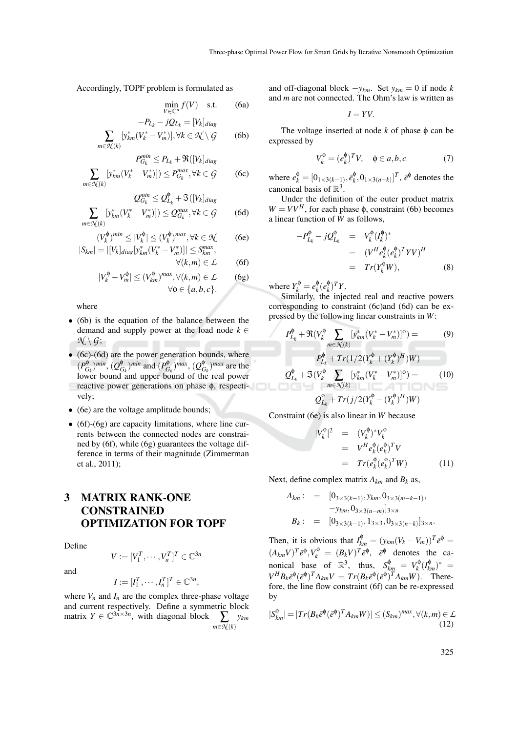Accordingly, TOPF problem is formulated as

$$\min_{V\in\mathbb{C}^n} f(V) \quad \text{s.t.} \tag{6a}$$

$$-P_{L_k} - jQ_{L_k} = [V_k]_{diag} \sum_{m\in\mathcal{N}(k)} [y_{km}^*(V_k^* - V_m^*)], \forall k \in \mathcal{N}\setminus\mathcal{G} \tag{6b}$$

$$P_{G_k}^{min} \le P_{L_k} + \Re([V_k]_{diag} \sum_{m\in\mathcal{N}(k)} [y_{km}^*(V_k^* - V_m^*)]) \le P_{G_k}^{max}, \forall k \in \mathcal{G} \tag{6c}$$

$$Q_{G_k}^{min} \le Q_{L_k}^{\phi} + \Im([V_k]_{diag} \sum_{m\in\mathcal{N}(k)} [y_{km}^*(V_k^* - V_m^*)]) \le Q_{G_k}^{max}, \forall k \in \mathcal{G} \tag{6d}$$

$$(V_k^{\phi})^{min} \le |V_k^{\phi}| \le (V_k^{\phi})^{max}, \forall k \in \mathcal{N} \tag{6e}$$

$$|S_{km}| = |[V_k]_{diag}[y_{km}^*(V_k^* - V_m^*)]| \le S_{km}^{max}, \forall (k,m) \in \mathcal{L} \tag{6f}$$

$$|V_k^{\phi} - V_m^{\phi}| \le (V_{km}^{\phi})^{max}, \forall (k,m) \in \mathcal{L} \tag{6g}$$

$$\forall \phi \in \{a,b,c\}.$$

where

- (6b) is the equation of the balance between the demand and supply power at the load node $k \in \mathcal{N}\setminus\mathcal{G}$;
- (6c)-(6d) are the power generation bounds, where $(P_{G_k}^{\phi})^{min}$, $(Q_{G_k}^{\phi})^{min}$ and $(P_{G_k}^{\phi})^{max}$, $(Q_{G_k}^{\phi})^{max}$ are the lower bound and upper bound of the real power reactive power generations on phase $\phi$, respectively;
- (6e) are the voltage amplitude bounds;
- (6f)-(6g) are capacity limitations, where line currents between the connected nodes are constrained by (6f), while (6g) guarantees the voltage difference in terms of their magnitude (Zimmerman et al., 2011);

## 3 MATRIX RANK-ONE CONSTRAINED OPTIMIZATION FOR TOPF

Define

$$V := [V_1^T, \cdots, V_n^T]^T \in \mathbb{C}^{3n}$$

and

$$I := [I_1^T, \cdots, I_n^T]^T \in \mathbb{C}^{3n},$$

where $V_n$ and $I_n$ are the complex three-phase voltage and current respectively. Define a symmetric block matrix $Y \in \mathbb{C}^{3n\times 3n}$, with diagonal block $\sum_{m\in\mathcal{N}(k)} y_{km}$ and off-diagonal block $-y_{km}$. Set $y_{km} = 0$ if node $k$ and $m$ are not connected. The Ohm's law is written as

$$I = YV.$$

The voltage inserted at node $k$ of phase $\phi$ can be expressed by

$$V_k^{\phi} = (e_k^{\phi})^T V, \quad \phi \in a,b,c \tag{7}$$

where $e_k^{\phi} = [0_{1\times 3(k-1)}, \bar{e}_k^{\phi}, 0_{1\times 3(n-k)}]^T$, $\bar{e}^{\phi}$ denotes the canonical basis of $\mathbb{R}^3$.

Under the definition of the outer product matrix $W = VV^H$, for each phase $\phi$, constraint (6b) becomes a linear function of $W$ as follows,

$$\begin{aligned} -P_{L_k}^{\phi} - jQ_{L_k}^{\phi} &= V_k^{\phi}(I_k^{\phi})^* \\ &= (V^H e_k^{\phi}(e_k^{\phi})^T YV)^H \\ &= Tr(Y_k^{\phi} W), \end{aligned} \tag{8}$$

where $Y_k^{\phi} = e_k^{\phi}(e_k^{\phi})^T Y$.

Similarly, the injected real and reactive powers corresponding to constraint (6c)and (6d) can be expressed by the following linear constraints in $W$:

$$P_{L_k}^{\phi} + \Re(V_k^{\phi} \sum_{m\in\mathcal{N}(k)} [y_{km}^*(V_k^* - V_m^*)]^{\phi}) = P_{L_k}^{\phi} + Tr(1/2(Y_k^{\phi} + (Y_k^{\phi})^H)W) \tag{9}$$

$$Q_{L_k}^{\phi} + \Im(V_k^{\phi} \sum_{m\in\mathcal{N}(k)} [y_{km}^*(V_k^* - V_m^*)]^{\phi}) = Q_{L_k}^{\phi} + Tr(j/2(Y_k^{\phi} - (Y_k^{\phi})^H)W) \tag{10}$$

Constraint (6e) is also linear in $W$ because

$$\begin{aligned} |V_k^{\phi}|^2 &= (V_k^{\phi})^* V_k^{\phi} \\ &= V^H e_k^{\phi}(e_k^{\phi})^T V \\ &= Tr(e_k^{\phi}(e_k^{\phi})^T W) \end{aligned} \tag{11}$$

Next, define complex matrix $A_{km}$ and $B_k$ as,

$$\begin{aligned} A_{km} : &= [0_{3\times 3(k-1)}, y_{km}, 0_{3\times 3(m-k-1)}, \\ &\quad -y_{km}, 0_{3\times 3(n-m)}]_{3\times n} \\ B_k : &= [0_{3\times 3(k-1)}, 1_{3\times 3}, 0_{3\times 3(n-k)}]_{3\times n}. \end{aligned}$$

Then, it is obvious that $I_{km}^{\phi} = (y_{km}(V_k - V_m))^T \bar{e}^{\phi} = (A_{km}V)^T \bar{e}^{\phi}$, $V_k^{\phi} = (B_k V)^T \bar{e}^{\phi}$, $\bar{e}^{\phi}$ denotes the canonical base of $\mathbb{R}^3$, thus, $S_{km}^{\phi} = V_k^{\phi}(I_{km}^{\phi})^* = V^H B_k \bar{e}^{\phi}(\bar{e}^{\phi})^T A_{km} V = Tr(B_k \bar{e}^{\phi}(\bar{e}^{\phi})^T A_{km} W)$. Therefore, the line flow constraint (6f) can be re-expressed by

$$|S_{km}^{\phi}| = |Tr(B_k \bar{e}^{\phi}(\bar{e}^{\phi})^T A_{km} W)| \le (S_{km})^{max}, \forall (k,m) \in \mathcal{L} \tag{12}$$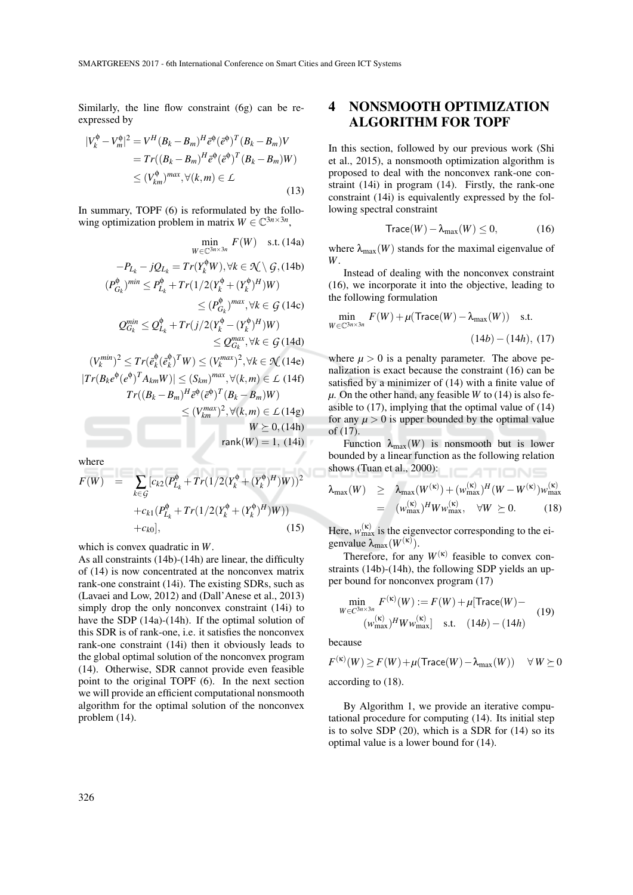Similarly, the line flow constraint (6g) can be re-expressed by

$$
\begin{aligned}
|V_k^\phi - V_m^\phi|^2 &= V^H (B_k - B_m)^H \bar{e}^\phi (\bar{e}^\phi)^T (B_k - B_m) V \\
&= Tr((B_k - B_m)^H \bar{e}^\phi (\bar{e}^\phi)^T (B_k - B_m) W) \\
&\leq (V_{km}^\phi)^{max}, \forall (k,m) \in \mathcal{L}
\end{aligned} \tag{13}
$$

In summary, TOPF (6) is reformulated by the following optimization problem in matrix $W \in \mathbb{C}^{3n \times 3n}$,

$$
\begin{aligned}
&\min_{W \in \mathbb{C}^{3n \times 3n}} F(W) \quad \text{s.t.} && (14a)\\
&-P_{L_k} - jQ_{L_k} = Tr(Y_k^\phi W), \forall k \in \mathcal{N} \setminus \mathcal{G}, && (14b)\\
&(P_{G_k}^\phi)^{min} \leq P_{L_k}^\phi + Tr(1/2(Y_k^\phi + (Y_k^\phi)^H)W) \leq (P_{G_k}^\phi)^{max}, \forall k \in \mathcal{G} && (14c)\\
&Q_{G_k}^{min} \leq Q_{L_k}^\phi + Tr(j/2(Y_k^\phi - (Y_k^\phi)^H)W) \leq Q_{G_k}^{max}, \forall k \in \mathcal{G} && (14d)\\
&(V_k^{min})^2 \leq Tr(\bar{e}_k^\phi (\bar{e}_k^\phi)^T W) \leq (V_k^{max})^2, \forall k \in \mathcal{N} && (14e)\\
&|Tr(B_k e^\phi (e^\phi)^T A_{km} W)| \leq (S_{km})^{max}, \forall (k,m) \in \mathcal{L} && (14f)\\
&Tr((B_k - B_m)^H \bar{e}^\phi (\bar{e}^\phi)^T (B_k - B_m) W) \leq (V_{km}^{max})^2, \forall (k,m) \in \mathcal{L} && (14g)\\
&W \succeq 0, && (14h)\\
&\text{rank}(W) = 1, && (14i)
\end{aligned}
$$

where

$$
\begin{aligned}
F(W) \quad = \quad & \sum_{k \in \mathcal{G}} [c_{k2}(P_{L_k}^\phi + Tr(1/2(Y_k^\phi + (Y_k^\phi)^H)W))^2 \\
& + c_{k1}(P_{L_k}^\phi + Tr(1/2(Y_k^\phi + (Y_k^\phi)^H)W)) \\
& + c_{k0}],
\end{aligned} \tag{15}
$$

which is convex quadratic in $W$.

As all constraints (14b)-(14h) are linear, the difficulty of (14) is now concentrated at the nonconvex matrix rank-one constraint (14i). The existing SDRs, such as (Lavaei and Low, 2012) and (Dall'Anese et al., 2013) simply drop the only nonconvex constraint (14i) to have the SDP (14a)-(14h). If the optimal solution of this SDR is of rank-one, i.e. it satisfies the nonconvex rank-one constraint (14i) then it obviously leads to the global optimal solution of the nonconvex program (14). Otherwise, SDR cannot provide even feasible point to the original TOPF (6). In the next section we will provide an efficient computational nonsmooth algorithm for the optimal solution of the nonconvex problem (14).

# 4 NONSMOOTH OPTIMIZATION ALGORITHM FOR TOPF

In this section, followed by our previous work (Shi et al., 2015), a nonsmooth optimization algorithm is proposed to deal with the nonconvex rank-one constraint (14i) in program (14). Firstly, the rank-one constraint (14i) is equivalently expressed by the following spectral constraint

$$
\mathsf{Trace}(W) - \lambda_{\max}(W) \leq 0, \tag{16}
$$

where $\lambda_{\max}(W)$ stands for the maximal eigenvalue of $W$.

Instead of dealing with the nonconvex constraint (16), we incorporate it into the objective, leading to the following formulation

$$
\min_{W \in \mathbb{C}^{3n \times 3n}} F(W) + \mu(\mathsf{Trace}(W) - \lambda_{\max}(W)) \quad \text{s.t.} \quad (14b) - (14h), \tag{17}
$$

where $\mu > 0$ is a penalty parameter. The above penalization is exact because the constraint (16) can be satisfied by a minimizer of (14) with a finite value of $\mu$. On the other hand, any feasible $W$ to (14) is also feasible to (17), implying that the optimal value of (14) for any $\mu > 0$ is upper bounded by the optimal value of (17).

Function $\lambda_{\max}(W)$ is nonsmooth but is lower bounded by a linear function as the following relation shows (Tuan et al., 2000):

$$
\begin{aligned}
\lambda_{\max}(W) \quad &\geq \quad \lambda_{\max}(W^{(\kappa)}) + (w_{\max}^{(\kappa)})^H (W - W^{(\kappa)}) w_{\max}^{(\kappa)} \\
&= \quad (w_{\max}^{(\kappa)})^H W w_{\max}^{(\kappa)}, \quad \forall W \succeq 0.
\end{aligned} \tag{18}
$$

Here, $w_{\max}^{(\kappa)}$ is the eigenvector corresponding to the eigenvalue $\lambda_{\max}(W^{(\kappa)})$.

Therefore, for any $W^{(\kappa)}$ feasible to convex constraints (14b)-(14h), the following SDP yields an upper bound for nonconvex program (17)

$$
\begin{aligned}
\min_{W \in C^{3n \times 3n}} F^{(\kappa)}(W) &:= F(W) + \mu[\mathsf{Trace}(W) - \\
& (w_{\max}^{(\kappa)})^H W w_{\max}^{(\kappa)}] \quad \text{s.t.} \quad (14b) - (14h)
\end{aligned} \tag{19}
$$

because

$$
F^{(\kappa)}(W) \geq F(W) + \mu(\mathsf{Trace}(W) - \lambda_{\max}(W)) \quad \forall W \succeq 0
$$

according to (18).

By Algorithm 1, we provide an iterative computational procedure for computing (14). Its initial step is to solve SDP (20), which is a SDR for (14) so its optimal value is a lower bound for (14).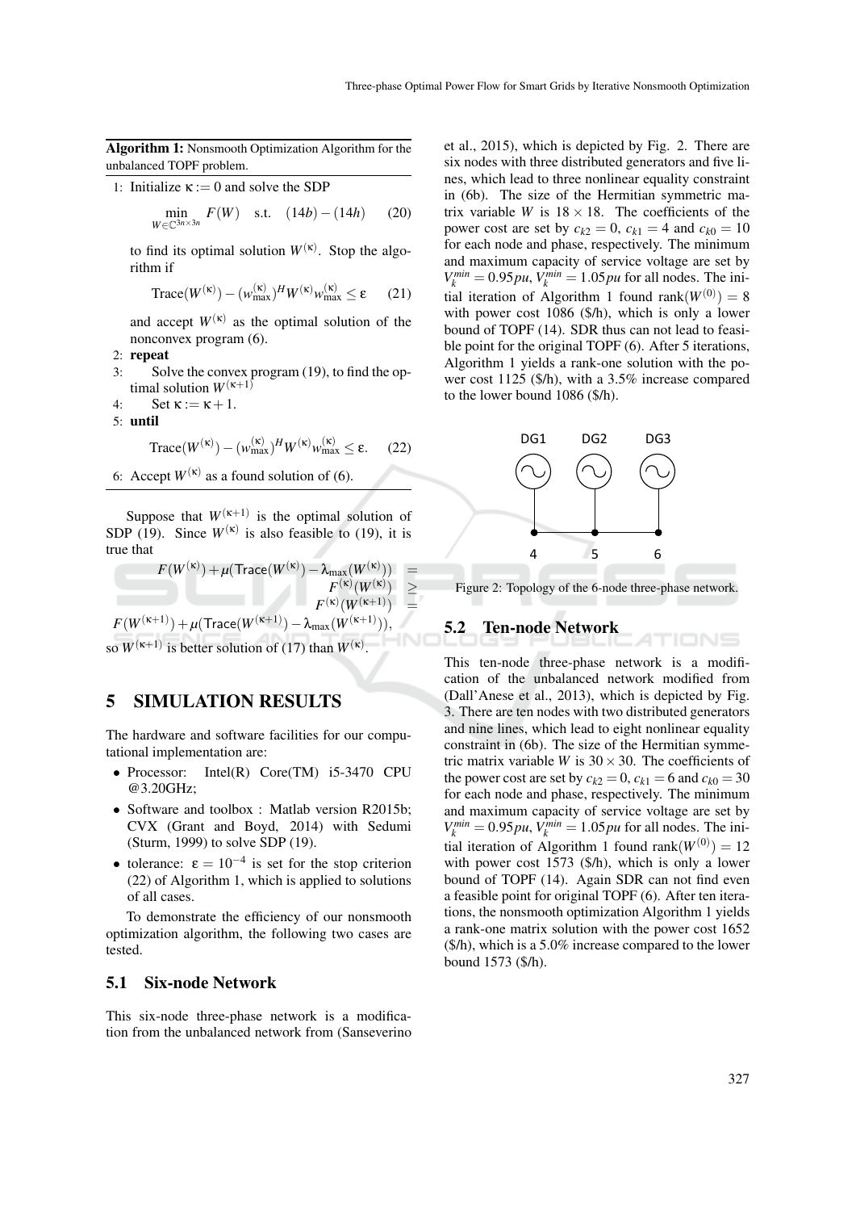**Algorithm 1:** Nonsmooth Optimization Algorithm for the unbalanced TOPF problem.

1: Initialize $\kappa := 0$ and solve the SDP

$$\min_{W \in \mathbb{C}^{3n \times 3n}} F(W) \quad \text{s.t.} \quad (14b)-(14h) \qquad (20)$$

to find its optimal solution $W^{(\kappa)}$. Stop the algorithm if

$$\text{Trace}(W^{(\kappa)}) - (w_{\max}^{(\kappa)})^H W^{(\kappa)} w_{\max}^{(\kappa)} \leq \varepsilon \qquad (21)$$

and accept $W^{(\kappa)}$ as the optimal solution of the nonconvex program (6).

2: **repeat**

3: Solve the convex program (19), to find the optimal solution $W^{(\kappa+1)}$

4: Set $\kappa := \kappa + 1$.

5: **until**

$$\text{Trace}(W^{(\kappa)}) - (w_{\max}^{(\kappa)})^H W^{(\kappa)} w_{\max}^{(\kappa)} \leq \varepsilon. \qquad (22)$$

6: Accept $W^{(\kappa)}$ as a found solution of (6).

Suppose that $W^{(\kappa+1)}$ is the optimal solution of SDP (19). Since $W^{(\kappa)}$ is also feasible to (19), it is true that

$$\begin{aligned} F(W^{(\kappa)}) + \mu(\mathsf{Trace}(W^{(\kappa)}) - \lambda_{\max}(W^{(\kappa)})) &= \\ F^{(\kappa)}(W^{(\kappa)}) &\geq \\ F^{(\kappa)}(W^{(\kappa+1)}) &= \\ F(W^{(\kappa+1)}) + \mu(\mathsf{Trace}(W^{(\kappa+1)}) - \lambda_{\max}(W^{(\kappa+1)})), & \end{aligned}$$

so $W^{(\kappa+1)}$ is better solution of (17) than $W^{(\kappa)}$.

# 5 SIMULATION RESULTS

The hardware and software facilities for our computational implementation are:

- Processor: Intel(R) Core(TM) i5-3470 CPU @3.20GHz;
- Software and toolbox : Matlab version R2015b; CVX (Grant and Boyd, 2014) with Sedumi (Sturm, 1999) to solve SDP (19).
- tolerance: $\varepsilon = 10^{-4}$ is set for the stop criterion (22) of Algorithm 1, which is applied to solutions of all cases.

To demonstrate the efficiency of our nonsmooth optimization algorithm, the following two cases are tested.

## 5.1 Six-node Network

This six-node three-phase network is a modification from the unbalanced network from (Sanseverino et al., 2015), which is depicted by Fig. 2. There are six nodes with three distributed generators and five lines, which lead to three nonlinear equality constraint in (6b). The size of the Hermitian symmetric matrix variable $W$ is $18 \times 18$. The coefficients of the power cost are set by $c_{k2} = 0$, $c_{k1} = 4$ and $c_{k0} = 10$ for each node and phase, respectively. The minimum and maximum capacity of service voltage are set by $V_k^{min} = 0.95pu$, $V_k^{min} = 1.05pu$ for all nodes. The initial iteration of Algorithm 1 found $\text{rank}(W^{(0)}) = 8$ with power cost 1086 (\$/h), which is only a lower bound of TOPF (14). SDR thus can not lead to feasible point for the original TOPF (6). After 5 iterations, Algorithm 1 yields a rank-one solution with the power cost 1125 (\$/h), with a 3.5% increase compared to the lower bound 1086 (\$/h).

Figure 2: Topology of the 6-node three-phase network.

## 5.2 Ten-node Network

This ten-node three-phase network is a modification of the unbalanced network modified from (Dall'Anese et al., 2013), which is depicted by Fig. 3. There are ten nodes with two distributed generators and nine lines, which lead to eight nonlinear equality constraint in (6b). The size of the Hermitian symmetric matrix variable $W$ is $30 \times 30$. The coefficients of the power cost are set by $c_{k2} = 0$, $c_{k1} = 6$ and $c_{k0} = 30$ for each node and phase, respectively. The minimum and maximum capacity of service voltage are set by $V_k^{min} = 0.95pu$, $V_k^{min} = 1.05pu$ for all nodes. The initial iteration of Algorithm 1 found $\text{rank}(W^{(0)}) = 12$ with power cost 1573 (\$/h), which is only a lower bound of TOPF (14). Again SDR can not find even a feasible point for original TOPF (6). After ten iterations, the nonsmooth optimization Algorithm 1 yields a rank-one matrix solution with the power cost 1652 (\$/h), which is a 5.0% increase compared to the lower bound 1573 (\$/h).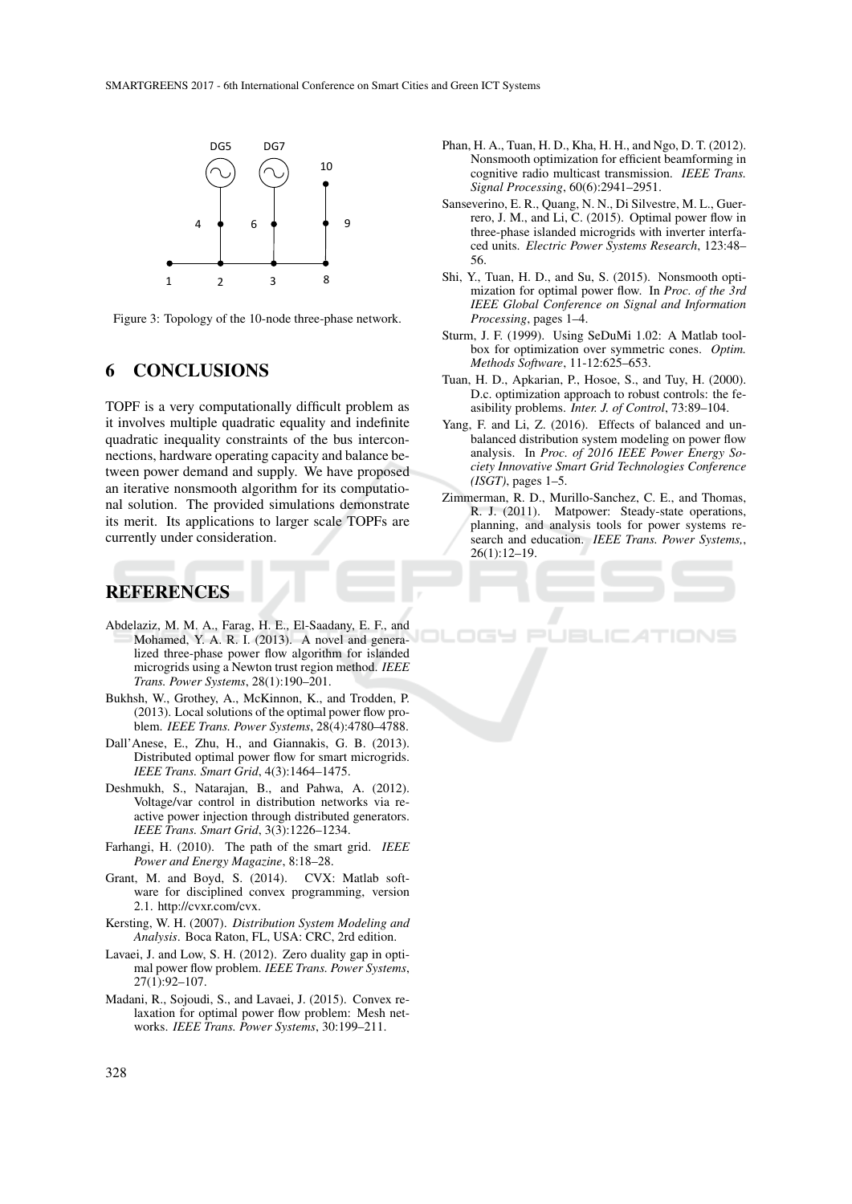DG5 DG7

10

4 6 9

1 2 3 8

Figure 3: Topology of the 10-node three-phase network.

## 6 CONCLUSIONS

TOPF is a very computationally difficult problem as it involves multiple quadratic equality and indefinite quadratic inequality constraints of the bus interconnections, hardware operating capacity and balance between power demand and supply. We have proposed an iterative nonsmooth algorithm for its computational solution. The provided simulations demonstrate its merit. Its applications to larger scale TOPFs are currently under consideration.

## REFERENCES

Abdelaziz, M. M. A., Farag, H. E., El-Saadany, E. F., and Mohamed, Y. A. R. I. (2013). A novel and generalized three-phase power flow algorithm for islanded microgrids using a Newton trust region method. *IEEE Trans. Power Systems*, 28(1):190–201.

Bukhsh, W., Grothey, A., McKinnon, K., and Trodden, P. (2013). Local solutions of the optimal power flow problem. *IEEE Trans. Power Systems*, 28(4):4780–4788.

Dall'Anese, E., Zhu, H., and Giannakis, G. B. (2013). Distributed optimal power flow for smart microgrids. *IEEE Trans. Smart Grid*, 4(3):1464–1475.

Deshmukh, S., Natarajan, B., and Pahwa, A. (2012). Voltage/var control in distribution networks via reactive power injection through distributed generators. *IEEE Trans. Smart Grid*, 3(3):1226–1234.

Farhangi, H. (2010). The path of the smart grid. *IEEE Power and Energy Magazine*, 8:18–28.

Grant, M. and Boyd, S. (2014). CVX: Matlab software for disciplined convex programming, version 2.1. http://cvxr.com/cvx.

Kersting, W. H. (2007). *Distribution System Modeling and Analysis*. Boca Raton, FL, USA: CRC, 2rd edition.

Lavaei, J. and Low, S. H. (2012). Zero duality gap in optimal power flow problem. *IEEE Trans. Power Systems*, 27(1):92–107.

Madani, R., Sojoudi, S., and Lavaei, J. (2015). Convex relaxation for optimal power flow problem: Mesh networks. *IEEE Trans. Power Systems*, 30:199–211.

Phan, H. A., Tuan, H. D., Kha, H. H., and Ngo, D. T. (2012). Nonsmooth optimization for efficient beamforming in cognitive radio multicast transmission. *IEEE Trans. Signal Processing*, 60(6):2941–2951.

Sanseverino, E. R., Quang, N. N., Di Silvestre, M. L., Guerrero, J. M., and Li, C. (2015). Optimal power flow in three-phase islanded microgrids with inverter interfaced units. *Electric Power Systems Research*, 123:48–56.

Shi, Y., Tuan, H. D., and Su, S. (2015). Nonsmooth optimization for optimal power flow. In *Proc. of the 3rd IEEE Global Conference on Signal and Information Processing*, pages 1–4.

Sturm, J. F. (1999). Using SeDuMi 1.02: A Matlab toolbox for optimization over symmetric cones. *Optim. Methods Software*, 11-12:625–653.

Tuan, H. D., Apkarian, P., Hosoe, S., and Tuy, H. (2000). D.c. optimization approach to robust controls: the feasibility problems. *Inter. J. of Control*, 73:89–104.

Yang, F. and Li, Z. (2016). Effects of balanced and unbalanced distribution system modeling on power flow analysis. In *Proc. of 2016 IEEE Power Energy Society Innovative Smart Grid Technologies Conference (ISGT)*, pages 1–5.

Zimmerman, R. D., Murillo-Sanchez, C. E., and Thomas, R. J. (2011). Matpower: Steady-state operations, planning, and analysis tools for power systems research and education. *IEEE Trans. Power Systems,*, 26(1):12–19.